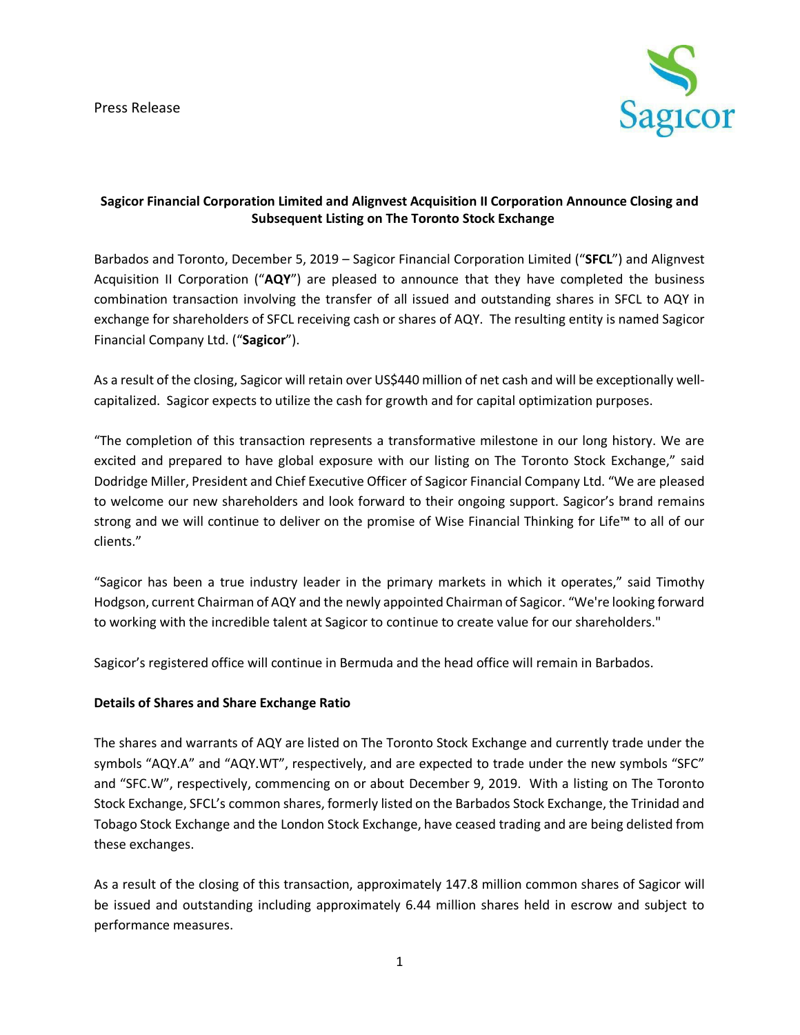Press Release

Sagicor

# Sagicor Financial Corporation Limited and Alignvest Acquisition II Corporation Announce Closing and Subsequent Listing on The Toronto Stock Exchange

Barbados and Toronto, December 5, 2019 – Sagicor Financial Corporation Limited ("**SFCL**") and Alignvest Acquisition II Corporation ("**AQY**") are pleased to announce that they have completed the business combination transaction involving the transfer of all issued and outstanding shares in SFCL to AQY in exchange for shareholders of SFCL receiving cash or shares of AQY. The resulting entity is named Sagicor Financial Company Ltd. ("**Sagicor**").

As a result of the closing, Sagicor will retain over US$440 million of net cash and will be exceptionally well-capitalized. Sagicor expects to utilize the cash for growth and for capital optimization purposes.

"The completion of this transaction represents a transformative milestone in our long history. We are excited and prepared to have global exposure with our listing on The Toronto Stock Exchange," said Dodridge Miller, President and Chief Executive Officer of Sagicor Financial Company Ltd. "We are pleased to welcome our new shareholders and look forward to their ongoing support. Sagicor's brand remains strong and we will continue to deliver on the promise of Wise Financial Thinking for Life™ to all of our clients."

"Sagicor has been a true industry leader in the primary markets in which it operates," said Timothy Hodgson, current Chairman of AQY and the newly appointed Chairman of Sagicor. "We're looking forward to working with the incredible talent at Sagicor to continue to create value for our shareholders."

Sagicor's registered office will continue in Bermuda and the head office will remain in Barbados.

## Details of Shares and Share Exchange Ratio

The shares and warrants of AQY are listed on The Toronto Stock Exchange and currently trade under the symbols "AQY.A" and "AQY.WT", respectively, and are expected to trade under the new symbols "SFC" and "SFC.W", respectively, commencing on or about December 9, 2019. With a listing on The Toronto Stock Exchange, SFCL's common shares, formerly listed on the Barbados Stock Exchange, the Trinidad and Tobago Stock Exchange and the London Stock Exchange, have ceased trading and are being delisted from these exchanges.

As a result of the closing of this transaction, approximately 147.8 million common shares of Sagicor will be issued and outstanding including approximately 6.44 million shares held in escrow and subject to performance measures.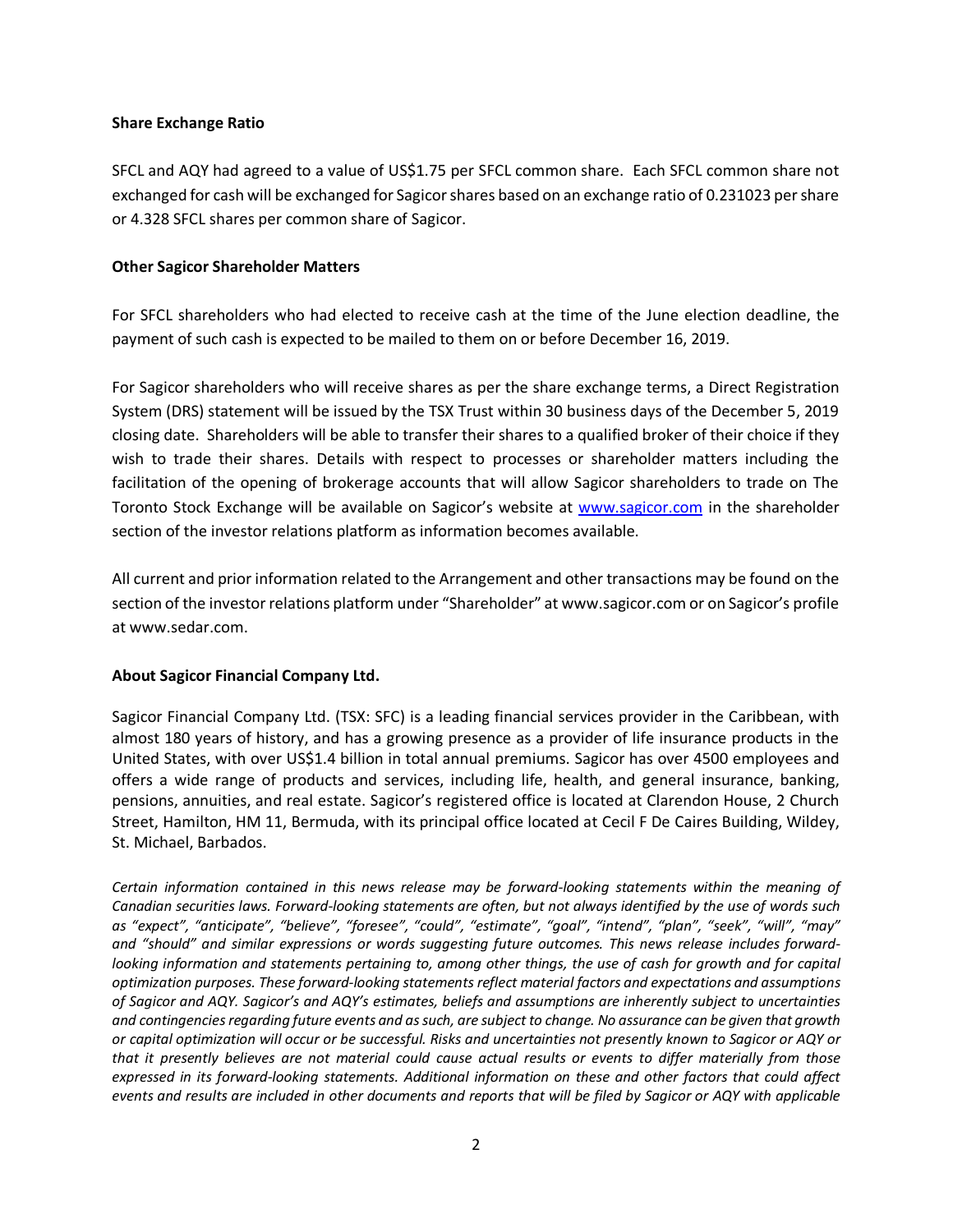**Share Exchange Ratio**

SFCL and AQY had agreed to a value of US$1.75 per SFCL common share. Each SFCL common share not exchanged for cash will be exchanged for Sagicor shares based on an exchange ratio of 0.231023 per share or 4.328 SFCL shares per common share of Sagicor.

**Other Sagicor Shareholder Matters**

For SFCL shareholders who had elected to receive cash at the time of the June election deadline, the payment of such cash is expected to be mailed to them on or before December 16, 2019.

For Sagicor shareholders who will receive shares as per the share exchange terms, a Direct Registration System (DRS) statement will be issued by the TSX Trust within 30 business days of the December 5, 2019 closing date. Shareholders will be able to transfer their shares to a qualified broker of their choice if they wish to trade their shares. Details with respect to processes or shareholder matters including the facilitation of the opening of brokerage accounts that will allow Sagicor shareholders to trade on The Toronto Stock Exchange will be available on Sagicor's website at [www.sagicor.com](http://www.sagicor.com) in the shareholder section of the investor relations platform as information becomes available.

All current and prior information related to the Arrangement and other transactions may be found on the section of the investor relations platform under "Shareholder" at www.sagicor.com or on Sagicor's profile at www.sedar.com.

**About Sagicor Financial Company Ltd.**

Sagicor Financial Company Ltd. (TSX: SFC) is a leading financial services provider in the Caribbean, with almost 180 years of history, and has a growing presence as a provider of life insurance products in the United States, with over US$1.4 billion in total annual premiums. Sagicor has over 4500 employees and offers a wide range of products and services, including life, health, and general insurance, banking, pensions, annuities, and real estate. Sagicor's registered office is located at Clarendon House, 2 Church Street, Hamilton, HM 11, Bermuda, with its principal office located at Cecil F De Caires Building, Wildey, St. Michael, Barbados.

*Certain information contained in this news release may be forward-looking statements within the meaning of Canadian securities laws. Forward-looking statements are often, but not always identified by the use of words such as "expect", "anticipate", "believe", "foresee", "could", "estimate", "goal", "intend", "plan", "seek", "will", "may" and "should" and similar expressions or words suggesting future outcomes. This news release includes forward-looking information and statements pertaining to, among other things, the use of cash for growth and for capital optimization purposes. These forward-looking statements reflect material factors and expectations and assumptions of Sagicor and AQY. Sagicor's and AQY's estimates, beliefs and assumptions are inherently subject to uncertainties and contingencies regarding future events and as such, are subject to change. No assurance can be given that growth or capital optimization will occur or be successful. Risks and uncertainties not presently known to Sagicor or AQY or that it presently believes are not material could cause actual results or events to differ materially from those expressed in its forward-looking statements. Additional information on these and other factors that could affect events and results are included in other documents and reports that will be filed by Sagicor or AQY with applicable*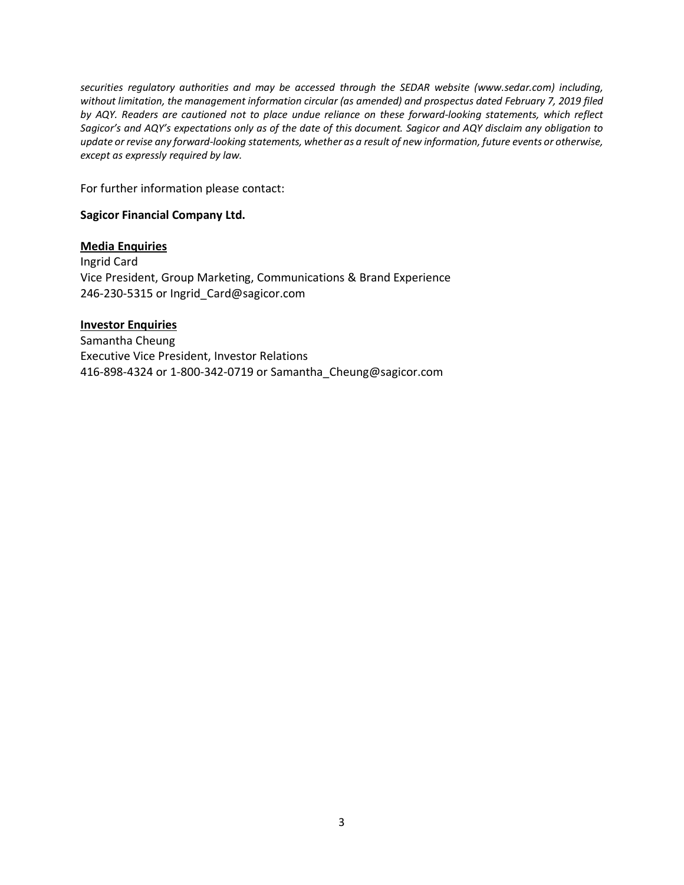*securities regulatory authorities and may be accessed through the SEDAR website (www.sedar.com) including, without limitation, the management information circular (as amended) and prospectus dated February 7, 2019 filed by AQY. Readers are cautioned not to place undue reliance on these forward-looking statements, which reflect Sagicor's and AQY's expectations only as of the date of this document. Sagicor and AQY disclaim any obligation to update or revise any forward-looking statements, whether as a result of new information, future events or otherwise, except as expressly required by law.*

For further information please contact:

**Sagicor Financial Company Ltd.**

**Media Enquiries**
Ingrid Card
Vice President, Group Marketing, Communications & Brand Experience
246-230-5315 or Ingrid_Card@sagicor.com

**Investor Enquiries**
Samantha Cheung
Executive Vice President, Investor Relations
416-898-4324 or 1-800-342-0719 or Samantha_Cheung@sagicor.com